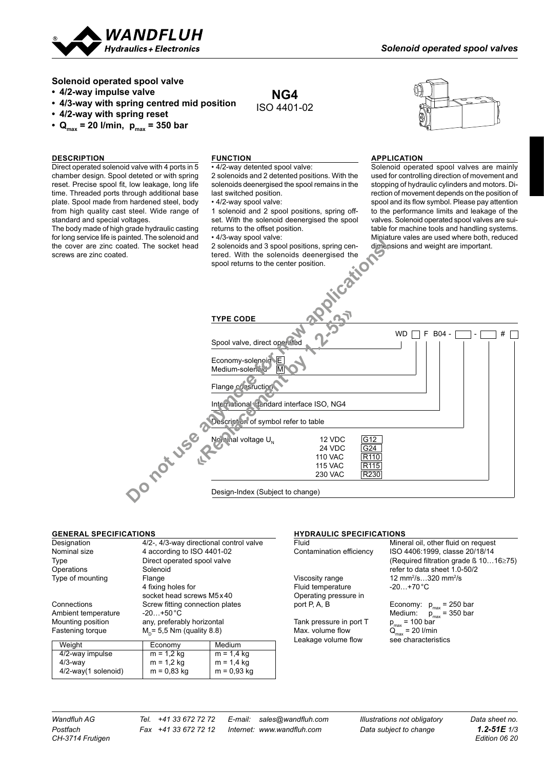Solenoid operated spool valves

## Solenoid operated spool valve

- **4/2-way impulse valve**
- **4/3-way with spring centred mid position**
- **4/2-way with spring reset**
- **$Q_{max}$ = 20 l/min, $p_{max}$ = 350 bar**

**NG4**
ISO 4401-02

### DESCRIPTION

Direct operated solenoid valve with 4 ports in 5 chamber design. Spool deteted or with spring reset. Precise spool fit, low leakage, long life time. Threaded ports through additional base plate. Spool made from hardened steel, body from high quality cast steel. Wide range of standard and special voltages.
The body made of high grade hydraulic casting for long service life is painted. The solenoid and the cover are zinc coated. The socket head screws are zinc coated.

### FUNCTION

- 4/2-way detented spool valve:
2 solenoids and 2 detented positions. With the solenoids deenergised the spool remains in the last switched position.
- 4/2-way spool valve:
1 solenoid and 2 spool positions, spring offset. With the solenoid deenergised the spool returns to the offset position.
- 4/3-way spool valve:
2 solenoids and 3 spool positions, spring centered. With the solenoids deenergised the spool returns to the center position.

### APPLICATION

Solenoid operated spool valves are mainly used for controlling direction of movement and stopping of hydraulic cylinders and motors. Direction of movement depends on the position of spool and its flow symbol. Please pay attention to the performance limits and leakage of the valves. Solenoid operated spool valves are suitable for machine tools and handling systems. Miniature vales are used where both, reduced dimensions and weight are important.

Do not use anymore for new applications «Replacement by 1.2-53»

### TYPE CODE

WD ☐ F B04 - ☐ - ☐ # ☐

- Spool valve, direct operated
- Economy-solenoid E / Medium-solenoid M
- Flange construction
- International standard interface ISO, NG4
- Description of symbol refer to table
- Nominal voltage $U_N$: 12 VDC G12; 24 VDC G24; 110 VAC R110; 115 VAC R115; 230 VAC R230
- Design-Index (Subject to change)

### GENERAL SPECIFICATIONS

| | |
|---|---|
| Designation | 4/2-, 4/3-way directional control valve |
| Nominal size | 4 according to ISO 4401-02 |
| Type | Direct operated spool valve |
| Operations | Solenoid |
| Type of mounting | Flange<br>4 fixing holes for<br>socket head screws M5x40 |
| Connections | Screw fitting connection plates |
| Ambient temperature | -20…+50 °C |
| Mounting position | any, preferably horizontal |
| Fastening torque | $M_D$= 5,5 Nm (quality 8.8) |

| Weight | Economy | Medium |
|---|---|---|
| 4/2-way impulse | m = 1,2 kg | m = 1,4 kg |
| 4/3-way | m = 1,2 kg | m = 1,4 kg |
| 4/2-way(1 solenoid) | m = 0,83 kg | m = 0,93 kg |

### HYDRAULIC SPECIFICATIONS

| | |
|---|---|
| Fluid | Mineral oil, other fluid on request |
| Contamination efficiency | ISO 4406:1999, classe 20/18/14<br>(Required filtration grade ß 10…16≥75)<br>refer to data sheet 1.0-50/2 |
| Viscosity range | 12 mm²/s…320 mm²/s |
| Fluid temperature | -20…+70 °C |
| Operating pressure in port P, A, B | Economy: $p_{max}$ = 250 bar<br>Medium: $p_{max}$ = 350 bar |
| Tank pressure in port T | $p_{max}$ = 100 bar |
| Max. volume flow | $Q_{max}$ = 20 l/min |
| Leakage volume flow | see characteristics |

Wandfluh AG, Postfach, CH-3714 Frutigen — Tel. +41 33 672 72 72, Fax +41 33 672 72 12 — E-mail: sales@wandfluh.com, Internet: www.wandfluh.com — Illustrations not obligatory, Data subject to change — Data sheet no. 1.2-51E, Edition 06 20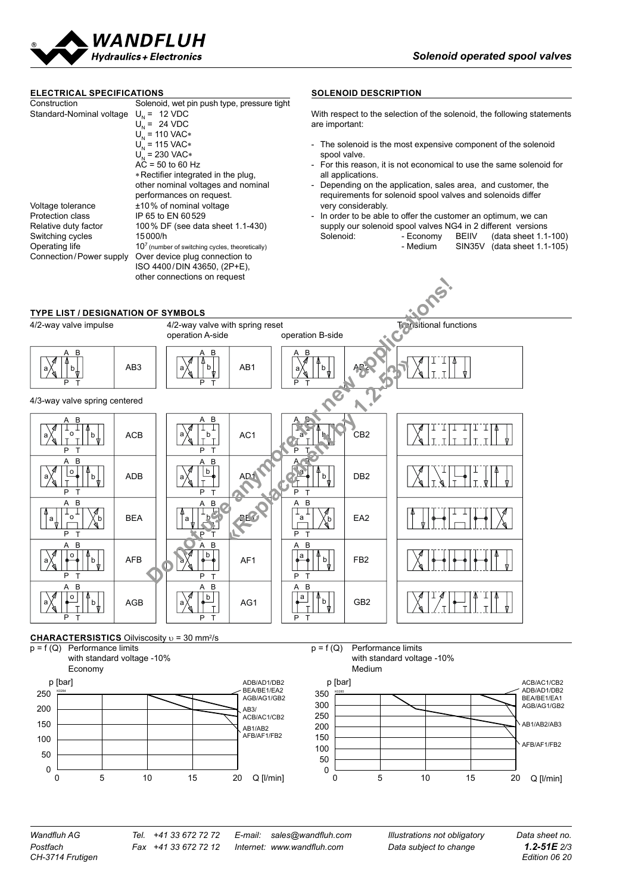## ELECTRICAL SPECIFICATIONS

| | |
|---|---|
| Construction | Solenoid, wet pin push type, pressure tight |
| Standard-Nominal voltage | $U_N$ = 12 VDC<br>$U_N$ = 24 VDC<br>$U_N$ = 110 VAC*<br>$U_N$ = 115 VAC*<br>$U_N$ = 230 VAC*<br>AC = 50 to 60 Hz<br>* Rectifier integrated in the plug, other nominal voltages and nominal performances on request. |
| Voltage tolerance | ±10% of nominal voltage |
| Protection class | IP 65 to EN 60529 |
| Relative duty factor | 100% DF (see data sheet 1.1-430) |
| Switching cycles | 15000/h |
| Operating life | $10^7$ (number of switching cycles, theoretically) |
| Connection/Power supply | Over device plug connection to ISO 4400/DIN 43650, (2P+E), other connections on request |

## SOLENOID DESCRIPTION

With respect to the selection of the solenoid, the following statements are important:

- The solenoid is the most expensive component of the solenoid spool valve.
- For this reason, it is not economical to use the same solenoid for all applications.
- Depending on the application, sales area, and customer, the requirements for solenoid spool valves and solenoids differ very considerably.
- In order to be able to offer the customer an optimum, we can supply our solenoid spool valves NG4 in 2 different versions

| Solenoid: | | | |
|---|---|---|---|
| | - Economy | BEIIV | (data sheet 1.1-100) |
| | - Medium | SIN35V | (data sheet 1.1-105) |

Do not use anymore for new applications! «Replacement by 1.2-53»

## TYPE LIST / DESIGNATION OF SYMBOLS

4/2-way valve impulse: AB3

4/2-way valve with spring reset, operation A-side: AB1

operation B-side: AB2

Transitional functions

4/3-way valve spring centered:

| | | |
|---|---|---|
| ACB | AC1 | CB2 |
| ADB | AD1 | DB2 |
| BEA | BE1 | EA2 |
| AFB | AF1 | FB2 |
| AGB | AG1 | GB2 |

## CHARACTERSISTICS Oilviscosity υ = 30 mm²/s

$p = f(Q)$ Performance limits with standard voltage -10% Economy

p [bar] vs. Q [l/min]: ADB/AD1/DB2; BEA/BE1/EA2; AGB/AG1/GB2; AB3/ACB/AC1/CB2; AB1/AB2; AFB/AF1/FB2

$p = f(Q)$ Performance limits with standard voltage -10% Medium

p [bar] vs. Q [l/min]: ACB/AC1/CB2; ADB/AD1/DB2; BEA/BE1/EA1; AGB/AG1/GB2; AB1/AB2/AB3; AFB/AF1/FB2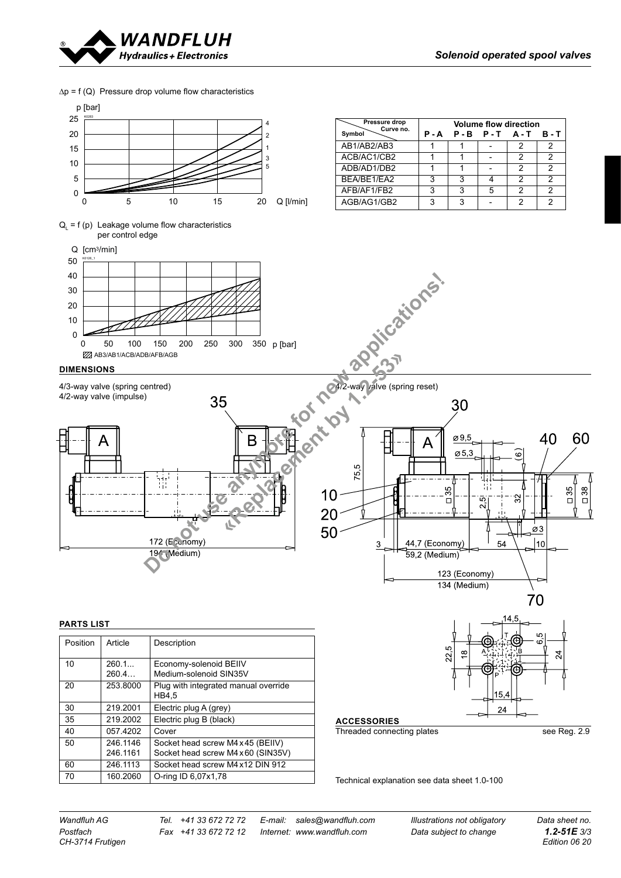Δp = f (Q) Pressure drop volume flow characteristics

p [bar]

25
20
15
10
5
0

0 5 10 15 20 Q [l/min]

4
2
1
3
5

| Pressure drop Curve no. / Symbol | Volume flow direction | | | | |
|---|---|---|---|---|---|
| | P - A | P - B | P - T | A - T | B - T |
| AB1/AB2/AB3 | 1 | 1 | - | 2 | 2 |
| ACB/AC1/CB2 | 1 | 1 | - | 2 | 2 |
| ADB/AD1/DB2 | 1 | 1 | - | 2 | 2 |
| BEA/BE1/EA2 | 3 | 3 | 4 | 2 | 2 |
| AFB/AF1/FB2 | 3 | 3 | 5 | 2 | 2 |
| AGB/AG1/GB2 | 3 | 3 | - | 2 | 2 |

$Q_L$ = f (p) Leakage volume flow characteristics per control edge

Q [cm³/min]

50
40
30
20
10
0

0 50 100 150 200 250 300 350 p [bar]

AB3/AB1/ACB/ADB/AFB/AGB

Do not use anymore for new applications! «Replacement by 1.2-53»

## DIMENSIONS

4/3-way valve (spring centred)
4/2-way valve (impulse)

35
A
B
172 (Economy)
194 (Medium)

4/2-way valve (spring reset)

30
A
⌀9,5
⌀5,3
(6)
40 60
75,5
10
20
50
□35
2,5
32
□35 □38
⌀3
3
44,7 (Economy)
59,2 (Medium)
54
10
123 (Economy)
134 (Medium)
70

14,5
22,5
18
6,5
24
T
A
B
P
15,4
24

## PARTS LIST

| Position | Article | Description |
|---|---|---|
| 10 | 260.1...<br>260.4… | Economy-solenoid BEIIV<br>Medium-solenoid SIN35V |
| 20 | 253.8000 | Plug with integrated manual override HB4,5 |
| 30 | 219.2001 | Electric plug A (grey) |
| 35 | 219.2002 | Electric plug B (black) |
| 40 | 057.4202 | Cover |
| 50 | 246.1146<br>246.1161 | Socket head screw M4x45 (BEIIV)<br>Socket head screw M4x60 (SIN35V) |
| 60 | 246.1113 | Socket head screw M4x12 DIN 912 |
| 70 | 160.2060 | O-ring ID 6,07x1,78 |

## ACCESSORIES

Threaded connecting plates see Reg. 2.9

Technical explanation see data sheet 1.0-100